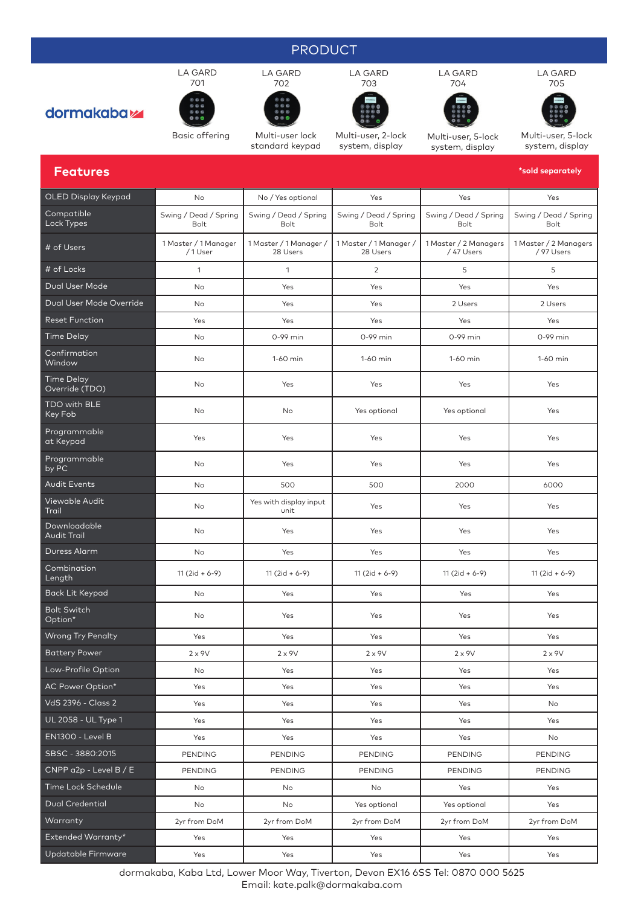# PRODUCT

dormakaba

| | LA GARD 701 | LA GARD 702 | LA GARD 703 | LA GARD 704 | LA GARD 705 |
|---|---|---|---|---|---|
| | Basic offering | Multi-user lock standard keypad | Multi-user, 2-lock system, display | Multi-user, 5-lock system, display | Multi-user, 5-lock system, display |

## Features

*sold separately

| Features | LA GARD 701 | LA GARD 702 | LA GARD 703 | LA GARD 704 | LA GARD 705 |
|---|---|---|---|---|---|
| OLED Display Keypad | No | No / Yes optional | Yes | Yes | Yes |
| Compatible Lock Types | Swing / Dead / Spring Bolt | Swing / Dead / Spring Bolt | Swing / Dead / Spring Bolt | Swing / Dead / Spring Bolt | Swing / Dead / Spring Bolt |
| # of Users | 1 Master / 1 Manager / 1 User | 1 Master / 1 Manager / 28 Users | 1 Master / 1 Manager / 28 Users | 1 Master / 2 Managers / 47 Users | 1 Master / 2 Managers / 97 Users |
| # of Locks | 1 | 1 | 2 | 5 | 5 |
| Dual User Mode | No | Yes | Yes | Yes | Yes |
| Dual User Mode Override | No | Yes | Yes | 2 Users | 2 Users |
| Reset Function | Yes | Yes | Yes | Yes | Yes |
| Time Delay | No | 0-99 min | 0-99 min | 0-99 min | 0-99 min |
| Confirmation Window | No | 1-60 min | 1-60 min | 1-60 min | 1-60 min |
| Time Delay Override (TDO) | No | Yes | Yes | Yes | Yes |
| TDO with BLE Key Fob | No | No | Yes optional | Yes optional | Yes |
| Programmable at Keypad | Yes | Yes | Yes | Yes | Yes |
| Programmable by PC | No | Yes | Yes | Yes | Yes |
| Audit Events | No | 500 | 500 | 2000 | 6000 |
| Viewable Audit Trail | No | Yes with display input unit | Yes | Yes | Yes |
| Downloadable Audit Trail | No | Yes | Yes | Yes | Yes |
| Duress Alarm | No | Yes | Yes | Yes | Yes |
| Combination Length | 11 (2id + 6-9) | 11 (2id + 6-9) | 11 (2id + 6-9) | 11 (2id + 6-9) | 11 (2id + 6-9) |
| Back Lit Keypad | No | Yes | Yes | Yes | Yes |
| Bolt Switch Option* | No | Yes | Yes | Yes | Yes |
| Wrong Try Penalty | Yes | Yes | Yes | Yes | Yes |
| Battery Power | 2 x 9V | 2 x 9V | 2 x 9V | 2 x 9V | 2 x 9V |
| Low-Profile Option | No | Yes | Yes | Yes | Yes |
| AC Power Option* | Yes | Yes | Yes | Yes | Yes |
| VdS 2396 - Class 2 | Yes | Yes | Yes | Yes | No |
| UL 2058 - UL Type 1 | Yes | Yes | Yes | Yes | Yes |
| EN1300 - Level B | Yes | Yes | Yes | Yes | No |
| SBSC - 3880:2015 | PENDING | PENDING | PENDING | PENDING | PENDING |
| CNPP a2p - Level B / E | PENDING | PENDING | PENDING | PENDING | PENDING |
| Time Lock Schedule | No | No | No | Yes | Yes |
| Dual Credential | No | No | Yes optional | Yes optional | Yes |
| Warranty | 2yr from DoM | 2yr from DoM | 2yr from DoM | 2yr from DoM | 2yr from DoM |
| Extended Warranty* | Yes | Yes | Yes | Yes | Yes |
| Updatable Firmware | Yes | Yes | Yes | Yes | Yes |

dormakaba, Kaba Ltd, Lower Moor Way, Tiverton, Devon EX16 6SS Tel: 0870 000 5625
Email: kate.palk@dormakaba.com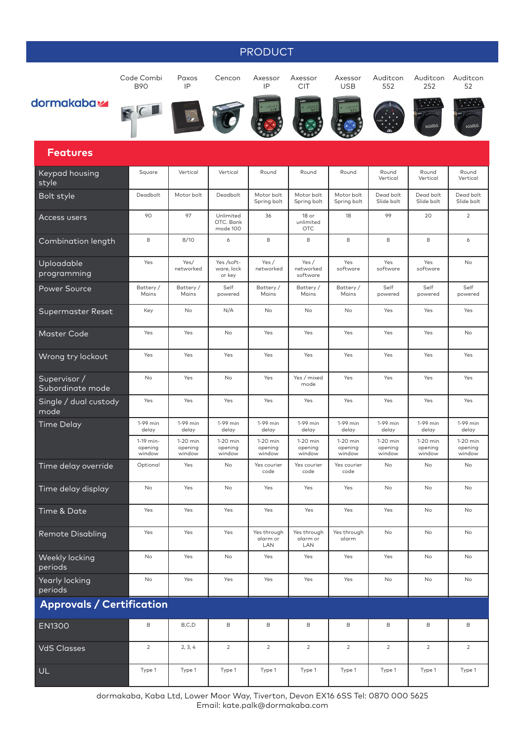# PRODUCT

dormakaba

| | Code Combi B90 | Paxos IP | Cencon | Axessor IP | Axessor CIT | Axessor USB | Auditcon 552 | Auditcon 252 | Auditcon 52 |
|---|---|---|---|---|---|---|---|---|---|
| **Features** | | | | | | | | | |
| Keypad housing style | Square | Vertical | Vertical | Round | Round | Round | Round Vertical | Round Vertical | Round Vertical |
| Bolt style | Deadbolt | Motor bolt | Deadbolt | Motor bolt Spring bolt | Motor bolt Spring bolt | Motor bolt Spring bolt | Dead bolt Slide bolt | Dead bolt Slide bolt | Dead bolt Slide bolt |
| Access users | 90 | 97 | Unlimited OTC. Bank mode 100 | 36 | 18 or unlimited OTC | 18 | 99 | 20 | 2 |
| Combination length | 8 | 8/10 | 6 | 8 | 8 | 8 | 8 | 8 | 6 |
| Uploadable programming | Yes | Yes/ networked | Yes /soft-ware, lock or key | Yes / networked | Yes / networked software | Yes software | Yes software | Yes software | No |
| Power Source | Battery / Mains | Battery / Mains | Self powered | Battery / Mains | Battery / Mains | Battery / Mains | Self powered | Self powered | Self powered |
| Supermaster Reset | Key | No | N/A | No | No | No | Yes | Yes | Yes |
| Master Code | Yes | Yes | No | Yes | Yes | Yes | Yes | Yes | No |
| Wrong try lockout | Yes | Yes | Yes | Yes | Yes | Yes | Yes | Yes | Yes |
| Supervisor / Subordinate mode | No | Yes | No | Yes | Yes / mixed mode | Yes | Yes | Yes | Yes |
| Single / dual custody mode | Yes | Yes | Yes | Yes | Yes | Yes | Yes | Yes | Yes |
| Time Delay | 1-99 min delay | 1-99 min delay | 1-99 min delay | 1-99 min delay | 1-99 min delay | 1-99 min delay | 1-99 min delay | 1-99 min delay | 1-99 min delay |
| | 1-19 min- opening window | 1-20 min opening window | 1-20 min opening window | 1-20 min opening window | 1-20 min opening window | 1-20 min opening window | 1-20 min opening window | 1-20 min opening window | 1-20 min opening window |
| Time delay override | Optional | Yes | No | Yes courier code | Yes courier code | Yes courier code | No | No | No |
| Time delay display | No | Yes | No | Yes | Yes | Yes | No | No | No |
| Time & Date | Yes | Yes | Yes | Yes | Yes | Yes | Yes | No | No |
| Remote Disabling | Yes | Yes | Yes | Yes through alarm or LAN | Yes through alarm or LAN | Yes through alarm | No | No | No |
| Weekly locking periods | No | Yes | No | Yes | Yes | Yes | Yes | No | No |
| Yearly locking periods | No | Yes | Yes | Yes | Yes | Yes | No | No | No |
| **Approvals / Certification** | | | | | | | | | |
| EN1300 | B | B,C,D | B | B | B | B | B | B | B |
| VdS Classes | 2 | 2, 3, 4 | 2 | 2 | 2 | 2 | 2 | 2 | 2 |
| UL | Type 1 | Type 1 | Type 1 | Type 1 | Type 1 | Type 1 | Type 1 | Type 1 | Type 1 |

dormakaba, Kaba Ltd, Lower Moor Way, Tiverton, Devon EX16 6SS Tel: 0870 000 5625
Email: kate.palk@dormakaba.com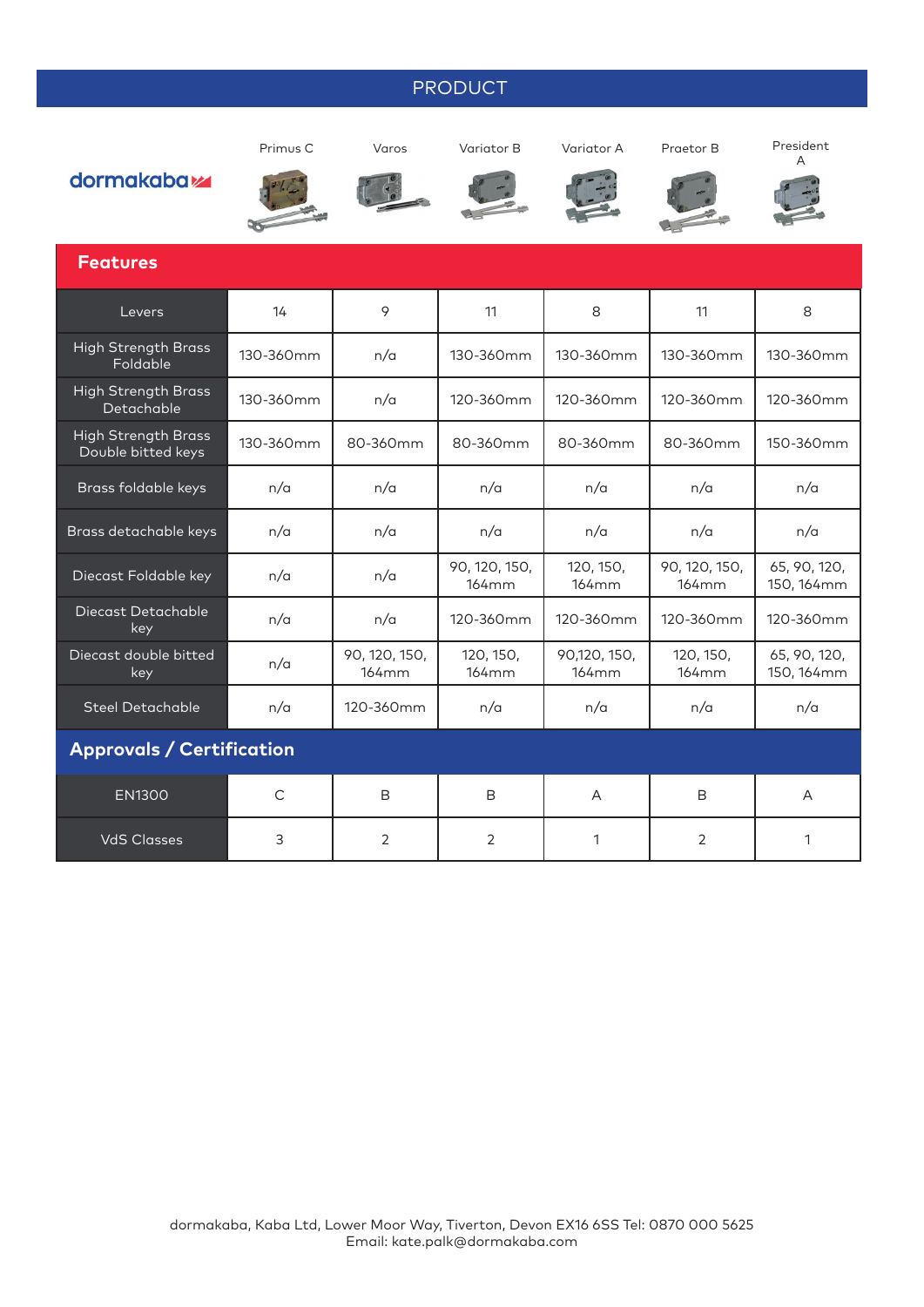## PRODUCT

dormakaba

| | Primus C | Varos | Variator B | Variator A | Praetor B | President A |
|---|---|---|---|---|---|---|
| **Features** | | | | | | |
| Levers | 14 | 9 | 11 | 8 | 11 | 8 |
| High Strength Brass Foldable | 130-360mm | n/a | 130-360mm | 130-360mm | 130-360mm | 130-360mm |
| High Strength Brass Detachable | 130-360mm | n/a | 120-360mm | 120-360mm | 120-360mm | 120-360mm |
| High Strength Brass Double bitted keys | 130-360mm | 80-360mm | 80-360mm | 80-360mm | 80-360mm | 150-360mm |
| Brass foldable keys | n/a | n/a | n/a | n/a | n/a | n/a |
| Brass detachable keys | n/a | n/a | n/a | n/a | n/a | n/a |
| Diecast Foldable key | n/a | n/a | 90, 120, 150, 164mm | 120, 150, 164mm | 90, 120, 150, 164mm | 65, 90, 120, 150, 164mm |
| Diecast Detachable key | n/a | n/a | 120-360mm | 120-360mm | 120-360mm | 120-360mm |
| Diecast double bitted key | n/a | 90, 120, 150, 164mm | 120, 150, 164mm | 90,120, 150, 164mm | 120, 150, 164mm | 65, 90, 120, 150, 164mm |
| Steel Detachable | n/a | 120-360mm | n/a | n/a | n/a | n/a |
| **Approvals / Certification** | | | | | | |
| EN1300 | C | B | B | A | B | A |
| VdS Classes | 3 | 2 | 2 | 1 | 2 | 1 |

dormakaba, Kaba Ltd, Lower Moor Way, Tiverton, Devon EX16 6SS Tel: 0870 000 5625
Email: kate.palk@dormakaba.com